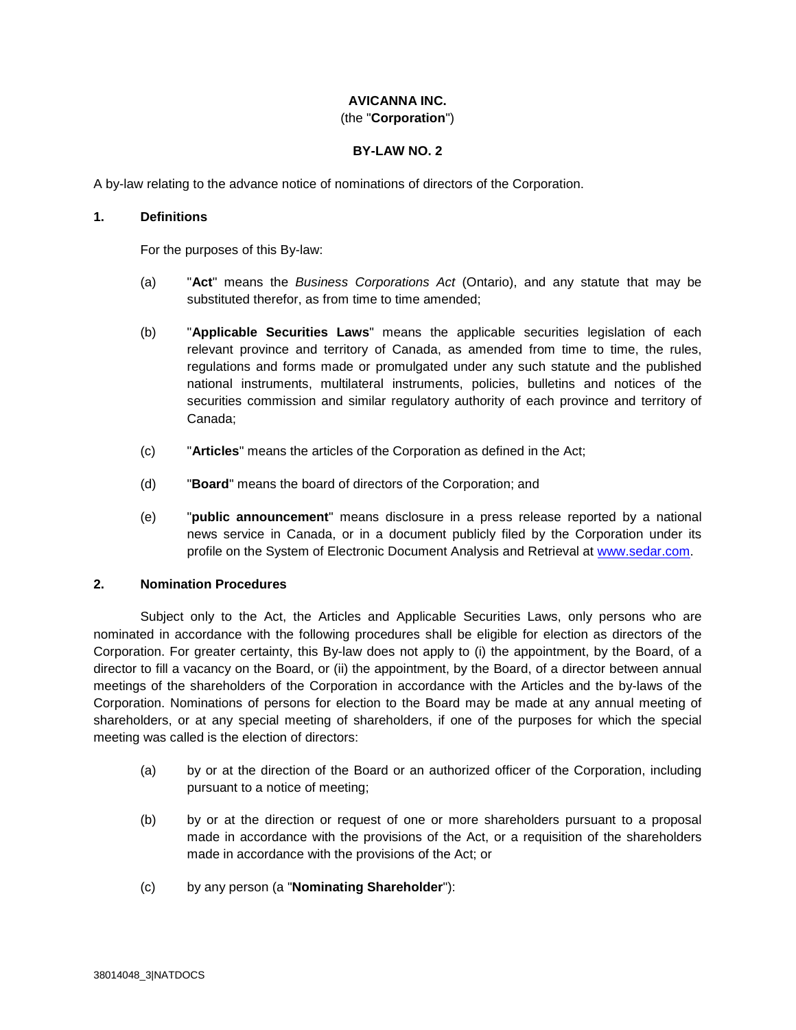# AVICANNA INC.

(the "**Corporation**")

## BY-LAW NO. 2

A by-law relating to the advance notice of nominations of directors of the Corporation.

### 1. Definitions

For the purposes of this By-law:

(a) "**Act**" means the *Business Corporations Act* (Ontario), and any statute that may be substituted therefor, as from time to time amended;

(b) "**Applicable Securities Laws**" means the applicable securities legislation of each relevant province and territory of Canada, as amended from time to time, the rules, regulations and forms made or promulgated under any such statute and the published national instruments, multilateral instruments, policies, bulletins and notices of the securities commission and similar regulatory authority of each province and territory of Canada;

(c) "**Articles**" means the articles of the Corporation as defined in the Act;

(d) "**Board**" means the board of directors of the Corporation; and

(e) "**public announcement**" means disclosure in a press release reported by a national news service in Canada, or in a document publicly filed by the Corporation under its profile on the System of Electronic Document Analysis and Retrieval at www.sedar.com.

### 2. Nomination Procedures

Subject only to the Act, the Articles and Applicable Securities Laws, only persons who are nominated in accordance with the following procedures shall be eligible for election as directors of the Corporation. For greater certainty, this By-law does not apply to (i) the appointment, by the Board, of a director to fill a vacancy on the Board, or (ii) the appointment, by the Board, of a director between annual meetings of the shareholders of the Corporation in accordance with the Articles and the by-laws of the Corporation. Nominations of persons for election to the Board may be made at any annual meeting of shareholders, or at any special meeting of shareholders, if one of the purposes for which the special meeting was called is the election of directors:

(a) by or at the direction of the Board or an authorized officer of the Corporation, including pursuant to a notice of meeting;

(b) by or at the direction or request of one or more shareholders pursuant to a proposal made in accordance with the provisions of the Act, or a requisition of the shareholders made in accordance with the provisions of the Act; or

(c) by any person (a "**Nominating Shareholder**"):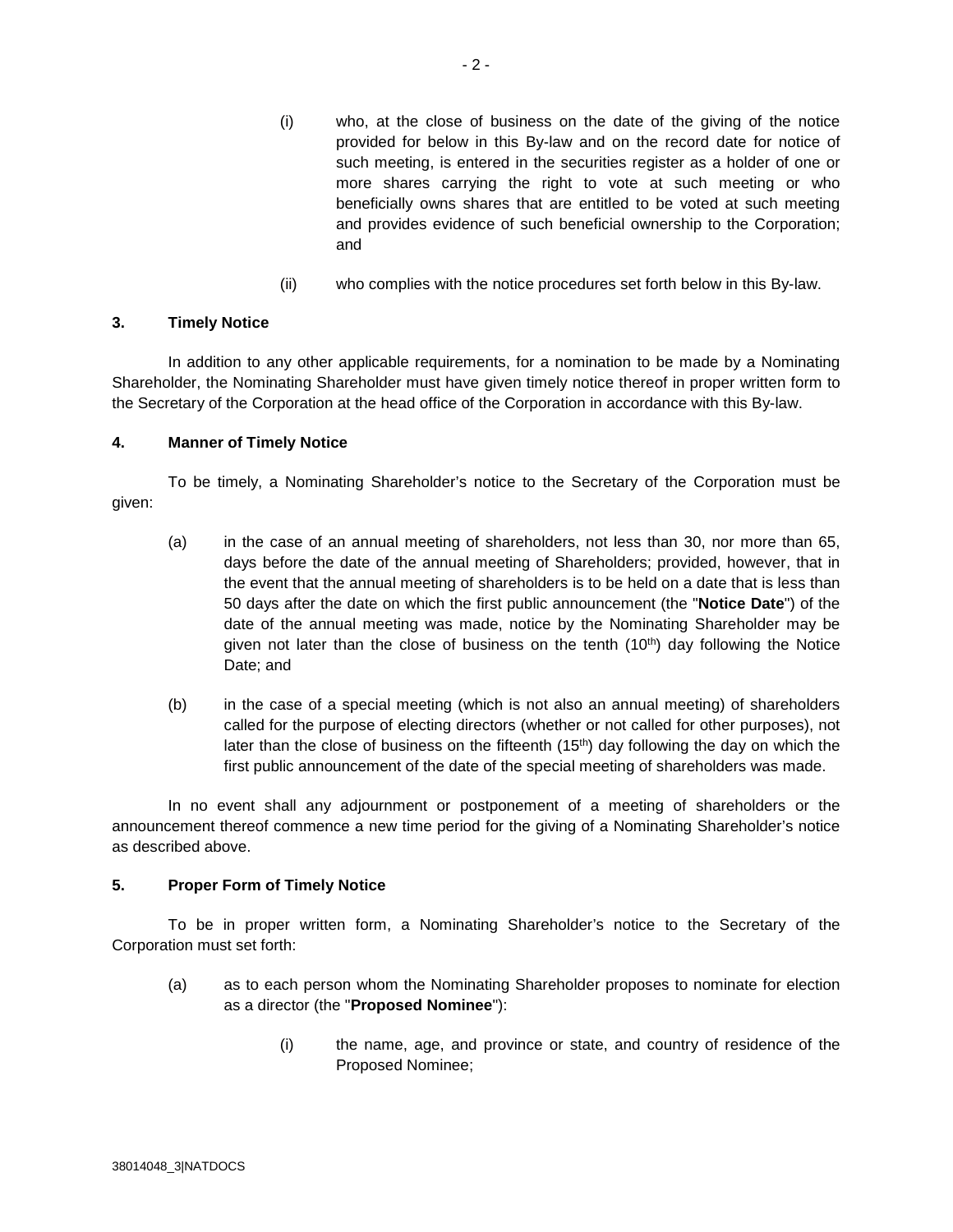(i) who, at the close of business on the date of the giving of the notice provided for below in this By-law and on the record date for notice of such meeting, is entered in the securities register as a holder of one or more shares carrying the right to vote at such meeting or who beneficially owns shares that are entitled to be voted at such meeting and provides evidence of such beneficial ownership to the Corporation; and

(ii) who complies with the notice procedures set forth below in this By-law.

### 3. Timely Notice

In addition to any other applicable requirements, for a nomination to be made by a Nominating Shareholder, the Nominating Shareholder must have given timely notice thereof in proper written form to the Secretary of the Corporation at the head office of the Corporation in accordance with this By-law.

### 4. Manner of Timely Notice

To be timely, a Nominating Shareholder's notice to the Secretary of the Corporation must be given:

(a) in the case of an annual meeting of shareholders, not less than 30, nor more than 65, days before the date of the annual meeting of Shareholders; provided, however, that in the event that the annual meeting of shareholders is to be held on a date that is less than 50 days after the date on which the first public announcement (the "**Notice Date**") of the date of the annual meeting was made, notice by the Nominating Shareholder may be given not later than the close of business on the tenth (10th) day following the Notice Date; and

(b) in the case of a special meeting (which is not also an annual meeting) of shareholders called for the purpose of electing directors (whether or not called for other purposes), not later than the close of business on the fifteenth (15th) day following the day on which the first public announcement of the date of the special meeting of shareholders was made.

In no event shall any adjournment or postponement of a meeting of shareholders or the announcement thereof commence a new time period for the giving of a Nominating Shareholder's notice as described above.

### 5. Proper Form of Timely Notice

To be in proper written form, a Nominating Shareholder's notice to the Secretary of the Corporation must set forth:

(a) as to each person whom the Nominating Shareholder proposes to nominate for election as a director (the "**Proposed Nominee**"):

(i) the name, age, and province or state, and country of residence of the Proposed Nominee;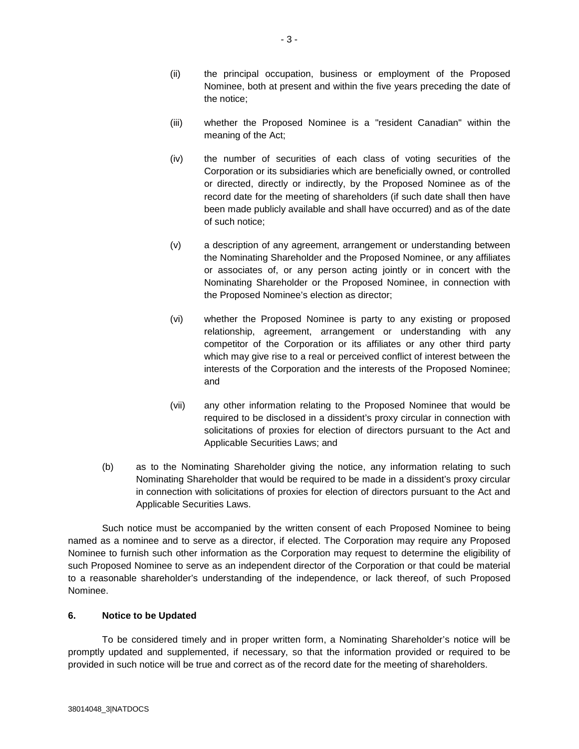- (ii) the principal occupation, business or employment of the Proposed Nominee, both at present and within the five years preceding the date of the notice;
- (iii) whether the Proposed Nominee is a "resident Canadian" within the meaning of the Act;
- (iv) the number of securities of each class of voting securities of the Corporation or its subsidiaries which are beneficially owned, or controlled or directed, directly or indirectly, by the Proposed Nominee as of the record date for the meeting of shareholders (if such date shall then have been made publicly available and shall have occurred) and as of the date of such notice;
- (v) a description of any agreement, arrangement or understanding between the Nominating Shareholder and the Proposed Nominee, or any affiliates or associates of, or any person acting jointly or in concert with the Nominating Shareholder or the Proposed Nominee, in connection with the Proposed Nominee's election as director;
- (vi) whether the Proposed Nominee is party to any existing or proposed relationship, agreement, arrangement or understanding with any competitor of the Corporation or its affiliates or any other third party which may give rise to a real or perceived conflict of interest between the interests of the Corporation and the interests of the Proposed Nominee; and
- (vii) any other information relating to the Proposed Nominee that would be required to be disclosed in a dissident's proxy circular in connection with solicitations of proxies for election of directors pursuant to the Act and Applicable Securities Laws; and

(b) as to the Nominating Shareholder giving the notice, any information relating to such Nominating Shareholder that would be required to be made in a dissident's proxy circular in connection with solicitations of proxies for election of directors pursuant to the Act and Applicable Securities Laws.

Such notice must be accompanied by the written consent of each Proposed Nominee to being named as a nominee and to serve as a director, if elected. The Corporation may require any Proposed Nominee to furnish such other information as the Corporation may request to determine the eligibility of such Proposed Nominee to serve as an independent director of the Corporation or that could be material to a reasonable shareholder's understanding of the independence, or lack thereof, of such Proposed Nominee.

**6. Notice to be Updated**

To be considered timely and in proper written form, a Nominating Shareholder's notice will be promptly updated and supplemented, if necessary, so that the information provided or required to be provided in such notice will be true and correct as of the record date for the meeting of shareholders.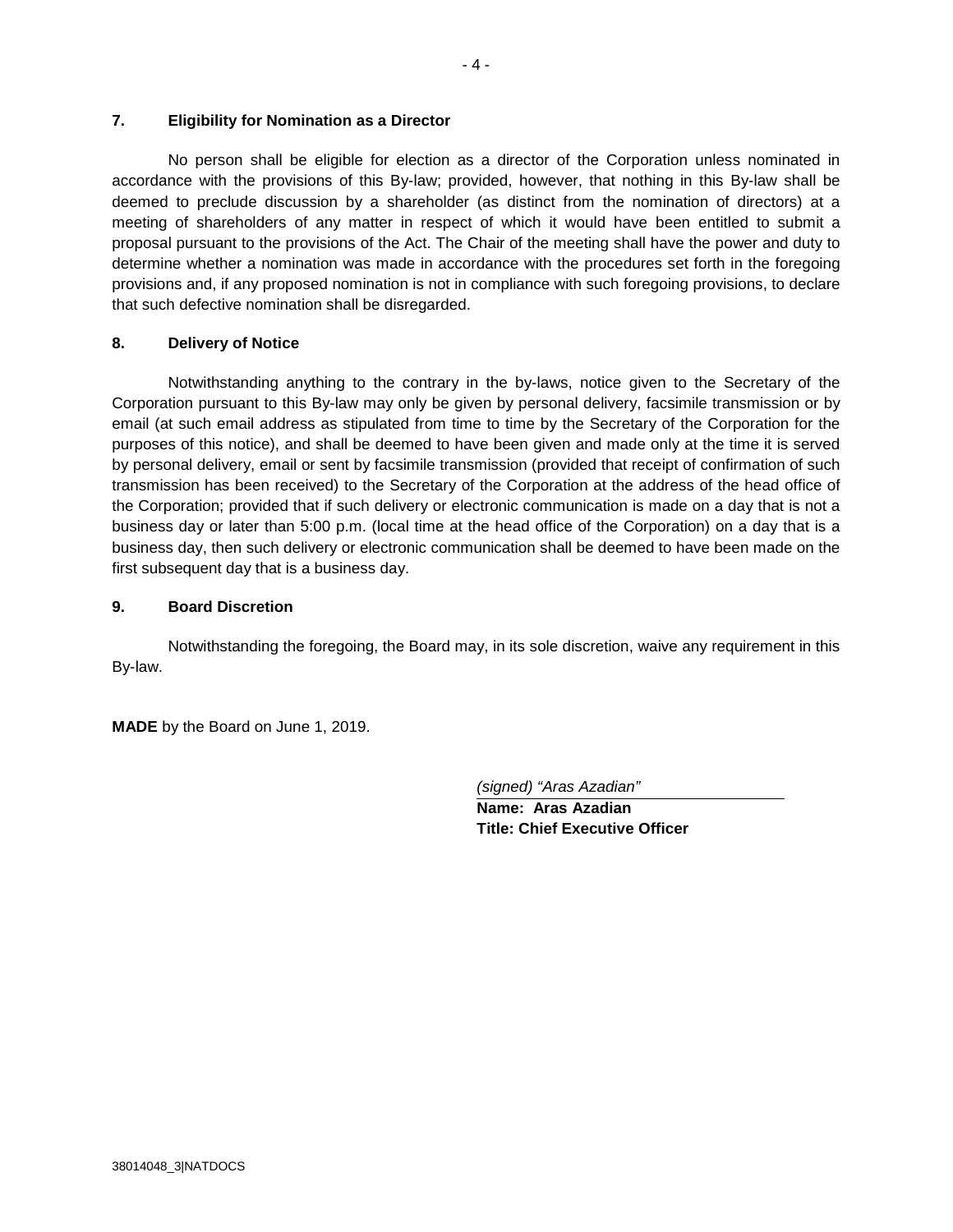## 7. Eligibility for Nomination as a Director

No person shall be eligible for election as a director of the Corporation unless nominated in accordance with the provisions of this By-law; provided, however, that nothing in this By-law shall be deemed to preclude discussion by a shareholder (as distinct from the nomination of directors) at a meeting of shareholders of any matter in respect of which it would have been entitled to submit a proposal pursuant to the provisions of the Act. The Chair of the meeting shall have the power and duty to determine whether a nomination was made in accordance with the procedures set forth in the foregoing provisions and, if any proposed nomination is not in compliance with such foregoing provisions, to declare that such defective nomination shall be disregarded.

## 8. Delivery of Notice

Notwithstanding anything to the contrary in the by-laws, notice given to the Secretary of the Corporation pursuant to this By-law may only be given by personal delivery, facsimile transmission or by email (at such email address as stipulated from time to time by the Secretary of the Corporation for the purposes of this notice), and shall be deemed to have been given and made only at the time it is served by personal delivery, email or sent by facsimile transmission (provided that receipt of confirmation of such transmission has been received) to the Secretary of the Corporation at the address of the head office of the Corporation; provided that if such delivery or electronic communication is made on a day that is not a business day or later than 5:00 p.m. (local time at the head office of the Corporation) on a day that is a business day, then such delivery or electronic communication shall be deemed to have been made on the first subsequent day that is a business day.

## 9. Board Discretion

Notwithstanding the foregoing, the Board may, in its sole discretion, waive any requirement in this By-law.

**MADE** by the Board on June 1, 2019.

*(signed) "Aras Azadian"*

**Name: Aras Azadian**
**Title: Chief Executive Officer**

38014048_3|NATDOCS